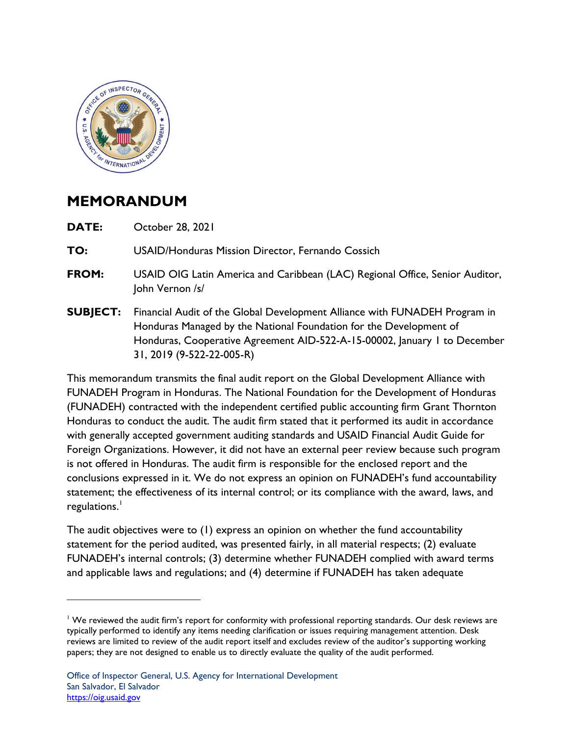# MEMORANDUM

**DATE:** October 28, 2021

**TO:** USAID/Honduras Mission Director, Fernando Cossich

**FROM:** USAID OIG Latin America and Caribbean (LAC) Regional Office, Senior Auditor, John Vernon /s/

**SUBJECT:** Financial Audit of the Global Development Alliance with FUNADEH Program in Honduras Managed by the National Foundation for the Development of Honduras, Cooperative Agreement AID-522-A-15-00002, January 1 to December 31, 2019 (9-522-22-005-R)

This memorandum transmits the final audit report on the Global Development Alliance with FUNADEH Program in Honduras. The National Foundation for the Development of Honduras (FUNADEH) contracted with the independent certified public accounting firm Grant Thornton Honduras to conduct the audit. The audit firm stated that it performed its audit in accordance with generally accepted government auditing standards and USAID Financial Audit Guide for Foreign Organizations. However, it did not have an external peer review because such program is not offered in Honduras. The audit firm is responsible for the enclosed report and the conclusions expressed in it. We do not express an opinion on FUNADEH's fund accountability statement; the effectiveness of its internal control; or its compliance with the award, laws, and regulations.[1]

The audit objectives were to (1) express an opinion on whether the fund accountability statement for the period audited, was presented fairly, in all material respects; (2) evaluate FUNADEH's internal controls; (3) determine whether FUNADEH complied with award terms and applicable laws and regulations; and (4) determine if FUNADEH has taken adequate

---

[1] We reviewed the audit firm's report for conformity with professional reporting standards. Our desk reviews are typically performed to identify any items needing clarification or issues requiring management attention. Desk reviews are limited to review of the audit report itself and excludes review of the auditor's supporting working papers; they are not designed to enable us to directly evaluate the quality of the audit performed.

Office of Inspector General, U.S. Agency for International Development
San Salvador, El Salvador
https://oig.usaid.gov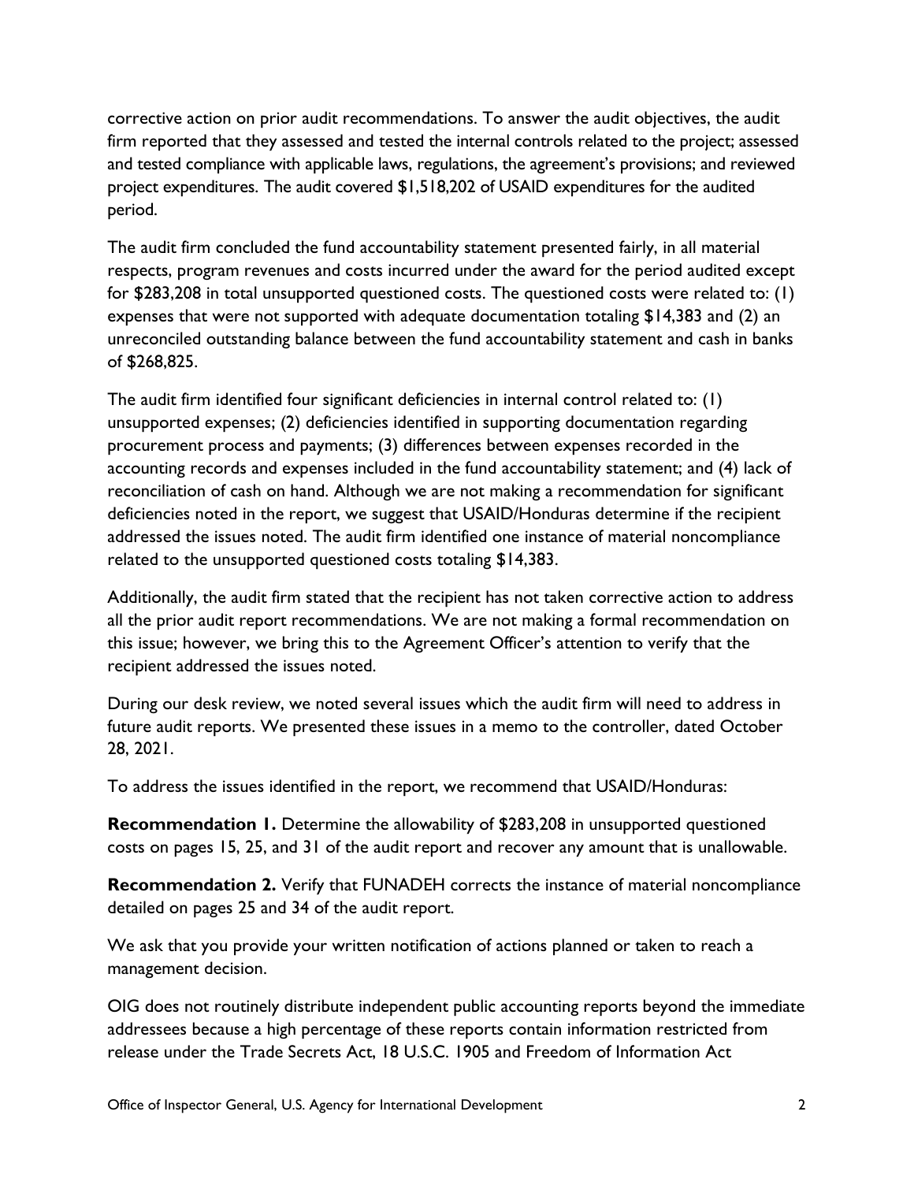corrective action on prior audit recommendations. To answer the audit objectives, the audit firm reported that they assessed and tested the internal controls related to the project; assessed and tested compliance with applicable laws, regulations, the agreement's provisions; and reviewed project expenditures. The audit covered $1,518,202 of USAID expenditures for the audited period.

The audit firm concluded the fund accountability statement presented fairly, in all material respects, program revenues and costs incurred under the award for the period audited except for $283,208 in total unsupported questioned costs. The questioned costs were related to: (1) expenses that were not supported with adequate documentation totaling $14,383 and (2) an unreconciled outstanding balance between the fund accountability statement and cash in banks of $268,825.

The audit firm identified four significant deficiencies in internal control related to: (1) unsupported expenses; (2) deficiencies identified in supporting documentation regarding procurement process and payments; (3) differences between expenses recorded in the accounting records and expenses included in the fund accountability statement; and (4) lack of reconciliation of cash on hand. Although we are not making a recommendation for significant deficiencies noted in the report, we suggest that USAID/Honduras determine if the recipient addressed the issues noted. The audit firm identified one instance of material noncompliance related to the unsupported questioned costs totaling $14,383.

Additionally, the audit firm stated that the recipient has not taken corrective action to address all the prior audit report recommendations. We are not making a formal recommendation on this issue; however, we bring this to the Agreement Officer's attention to verify that the recipient addressed the issues noted.

During our desk review, we noted several issues which the audit firm will need to address in future audit reports. We presented these issues in a memo to the controller, dated October 28, 2021.

To address the issues identified in the report, we recommend that USAID/Honduras:

**Recommendation 1.** Determine the allowability of $283,208 in unsupported questioned costs on pages 15, 25, and 31 of the audit report and recover any amount that is unallowable.

**Recommendation 2.** Verify that FUNADEH corrects the instance of material noncompliance detailed on pages 25 and 34 of the audit report.

We ask that you provide your written notification of actions planned or taken to reach a management decision.

OIG does not routinely distribute independent public accounting reports beyond the immediate addressees because a high percentage of these reports contain information restricted from release under the Trade Secrets Act, 18 U.S.C. 1905 and Freedom of Information Act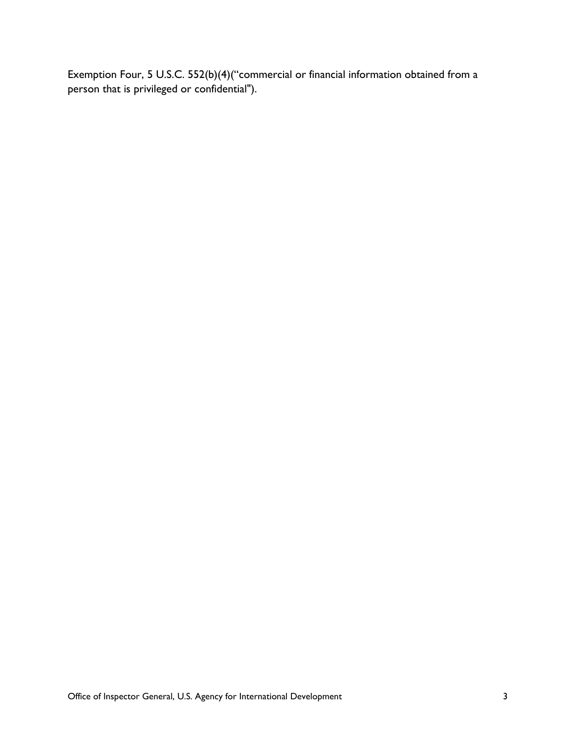Exemption Four, 5 U.S.C. 552(b)(4)("commercial or financial information obtained from a person that is privileged or confidential").